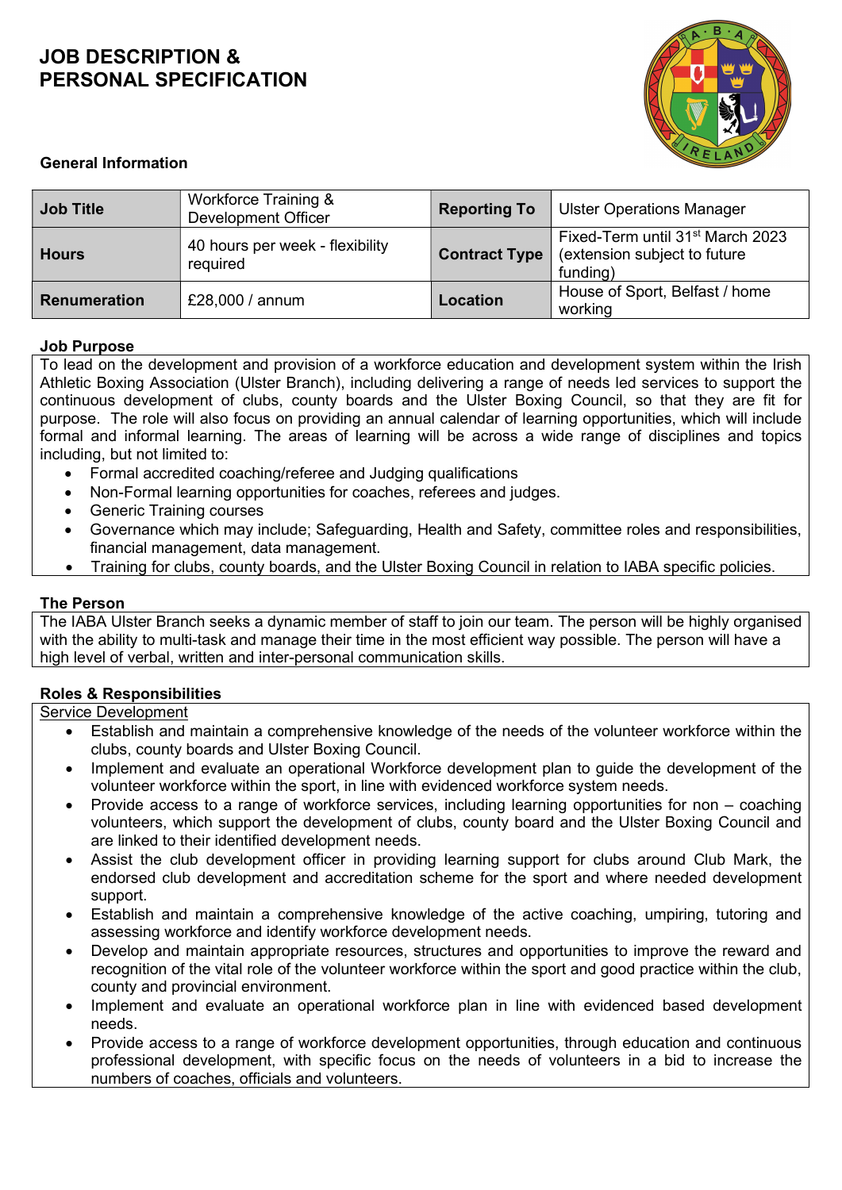# JOB DESCRIPTION & PERSONAL SPECIFICATION

### General Information

| Job Title | Workforce Training & Development Officer | Reporting To | Ulster Operations Manager |
|---|---|---|---|
| Hours | 40 hours per week - flexibility required | Contract Type | Fixed-Term until 31st March 2023 (extension subject to future funding) |
| Renumeration | £28,000 / annum | Location | House of Sport, Belfast / home working |

### Job Purpose

To lead on the development and provision of a workforce education and development system within the Irish Athletic Boxing Association (Ulster Branch), including delivering a range of needs led services to support the continuous development of clubs, county boards and the Ulster Boxing Council, so that they are fit for purpose. The role will also focus on providing an annual calendar of learning opportunities, which will include formal and informal learning. The areas of learning will be across a wide range of disciplines and topics including, but not limited to:

- Formal accredited coaching/referee and Judging qualifications
- Non-Formal learning opportunities for coaches, referees and judges.
- Generic Training courses
- Governance which may include; Safeguarding, Health and Safety, committee roles and responsibilities, financial management, data management.
- Training for clubs, county boards, and the Ulster Boxing Council in relation to IABA specific policies.

### The Person

The IABA Ulster Branch seeks a dynamic member of staff to join our team. The person will be highly organised with the ability to multi-task and manage their time in the most efficient way possible. The person will have a high level of verbal, written and inter-personal communication skills.

### Roles & Responsibilities

Service Development

- Establish and maintain a comprehensive knowledge of the needs of the volunteer workforce within the clubs, county boards and Ulster Boxing Council.
- Implement and evaluate an operational Workforce development plan to guide the development of the volunteer workforce within the sport, in line with evidenced workforce system needs.
- Provide access to a range of workforce services, including learning opportunities for non – coaching volunteers, which support the development of clubs, county board and the Ulster Boxing Council and are linked to their identified development needs.
- Assist the club development officer in providing learning support for clubs around Club Mark, the endorsed club development and accreditation scheme for the sport and where needed development support.
- Establish and maintain a comprehensive knowledge of the active coaching, umpiring, tutoring and assessing workforce and identify workforce development needs.
- Develop and maintain appropriate resources, structures and opportunities to improve the reward and recognition of the vital role of the volunteer workforce within the sport and good practice within the club, county and provincial environment.
- Implement and evaluate an operational workforce plan in line with evidenced based development needs.
- Provide access to a range of workforce development opportunities, through education and continuous professional development, with specific focus on the needs of volunteers in a bid to increase the numbers of coaches, officials and volunteers.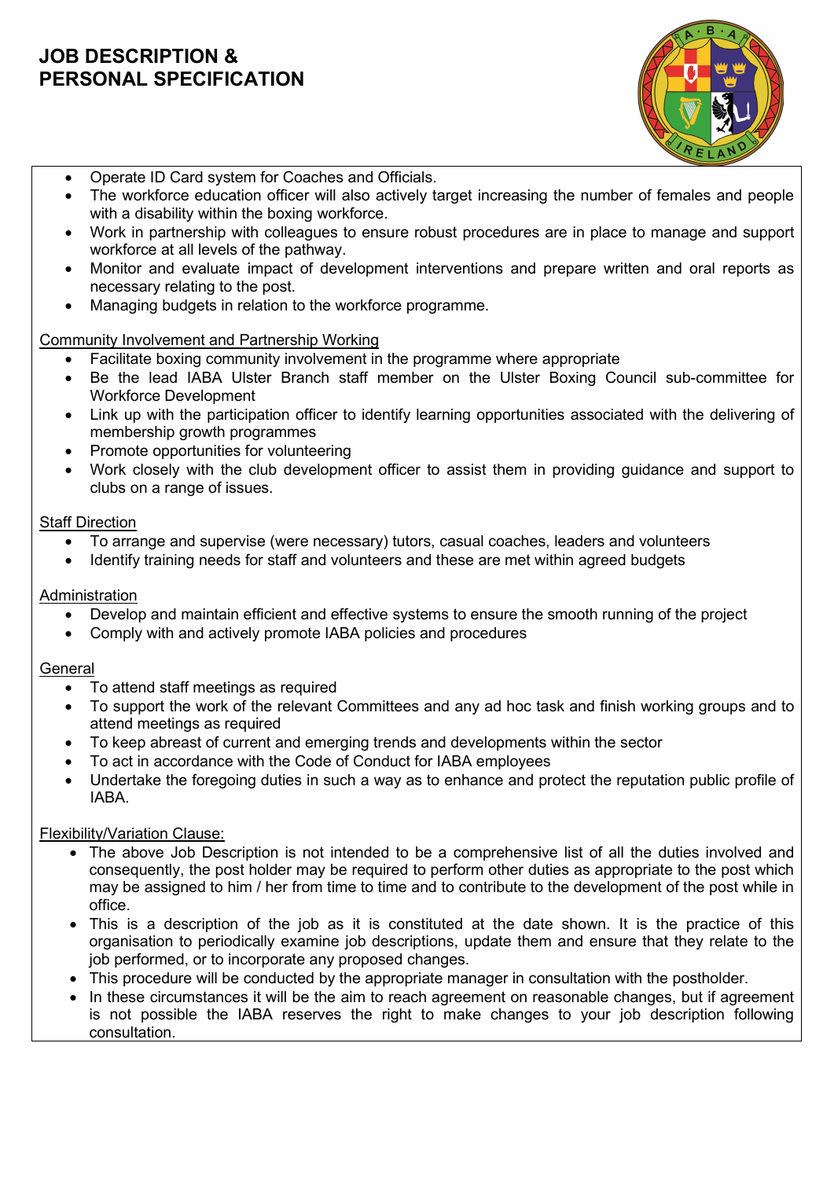# JOB DESCRIPTION & PERSONAL SPECIFICATION

- Operate ID Card system for Coaches and Officials.
- The workforce education officer will also actively target increasing the number of females and people with a disability within the boxing workforce.
- Work in partnership with colleagues to ensure robust procedures are in place to manage and support workforce at all levels of the pathway.
- Monitor and evaluate impact of development interventions and prepare written and oral reports as necessary relating to the post.
- Managing budgets in relation to the workforce programme.

Community Involvement and Partnership Working

- Facilitate boxing community involvement in the programme where appropriate
- Be the lead IABA Ulster Branch staff member on the Ulster Boxing Council sub-committee for Workforce Development
- Link up with the participation officer to identify learning opportunities associated with the delivering of membership growth programmes
- Promote opportunities for volunteering
- Work closely with the club development officer to assist them in providing guidance and support to clubs on a range of issues.

Staff Direction

- To arrange and supervise (were necessary) tutors, casual coaches, leaders and volunteers
- Identify training needs for staff and volunteers and these are met within agreed budgets

Administration

- Develop and maintain efficient and effective systems to ensure the smooth running of the project
- Comply with and actively promote IABA policies and procedures

General

- To attend staff meetings as required
- To support the work of the relevant Committees and any ad hoc task and finish working groups and to attend meetings as required
- To keep abreast of current and emerging trends and developments within the sector
- To act in accordance with the Code of Conduct for IABA employees
- Undertake the foregoing duties in such a way as to enhance and protect the reputation public profile of IABA.

Flexibility/Variation Clause:

- The above Job Description is not intended to be a comprehensive list of all the duties involved and consequently, the post holder may be required to perform other duties as appropriate to the post which may be assigned to him / her from time to time and to contribute to the development of the post while in office.
- This is a description of the job as it is constituted at the date shown. It is the practice of this organisation to periodically examine job descriptions, update them and ensure that they relate to the job performed, or to incorporate any proposed changes.
- This procedure will be conducted by the appropriate manager in consultation with the postholder.
- In these circumstances it will be the aim to reach agreement on reasonable changes, but if agreement is not possible the IABA reserves the right to make changes to your job description following consultation.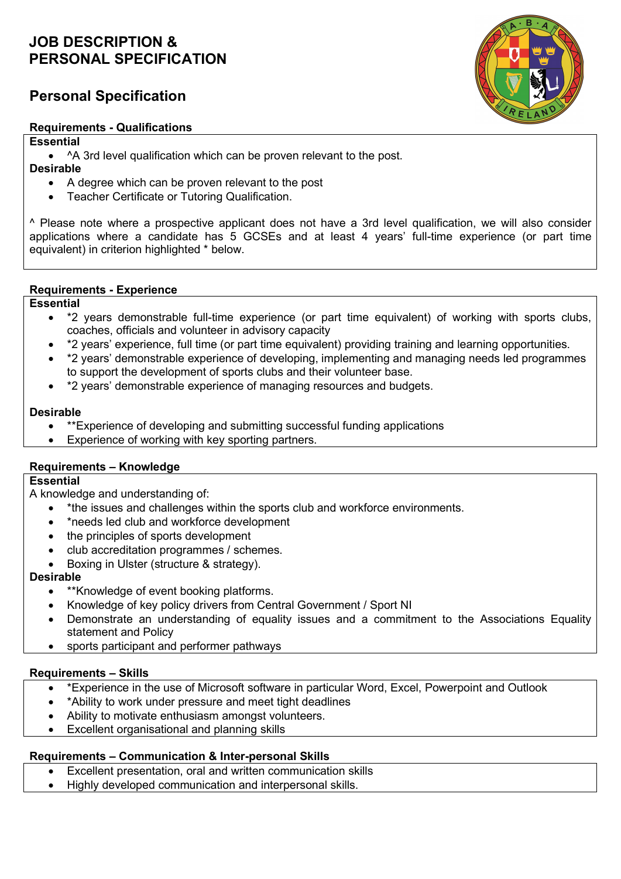# JOB DESCRIPTION & PERSONAL SPECIFICATION

## Personal Specification

### Requirements - Qualifications

**Essential**

- ^A 3rd level qualification which can be proven relevant to the post.

**Desirable**

- A degree which can be proven relevant to the post
- Teacher Certificate or Tutoring Qualification.

^ Please note where a prospective applicant does not have a 3rd level qualification, we will also consider applications where a candidate has 5 GCSEs and at least 4 years' full-time experience (or part time equivalent) in criterion highlighted * below.

### Requirements - Experience

**Essential**

- *2 years demonstrable full-time experience (or part time equivalent) of working with sports clubs, coaches, officials and volunteer in advisory capacity
- *2 years' experience, full time (or part time equivalent) providing training and learning opportunities.
- *2 years' demonstrable experience of developing, implementing and managing needs led programmes to support the development of sports clubs and their volunteer base.
- *2 years' demonstrable experience of managing resources and budgets.

**Desirable**

- **Experience of developing and submitting successful funding applications
- Experience of working with key sporting partners.

### Requirements – Knowledge

**Essential**

A knowledge and understanding of:

- *the issues and challenges within the sports club and workforce environments.
- *needs led club and workforce development
- the principles of sports development
- club accreditation programmes / schemes.
- Boxing in Ulster (structure & strategy).

**Desirable**

- **Knowledge of event booking platforms.
- Knowledge of key policy drivers from Central Government / Sport NI
- Demonstrate an understanding of equality issues and a commitment to the Associations Equality statement and Policy
- sports participant and performer pathways

### Requirements – Skills

- *Experience in the use of Microsoft software in particular Word, Excel, Powerpoint and Outlook
- *Ability to work under pressure and meet tight deadlines
- Ability to motivate enthusiasm amongst volunteers.
- Excellent organisational and planning skills

### Requirements – Communication & Inter-personal Skills

- Excellent presentation, oral and written communication skills
- Highly developed communication and interpersonal skills.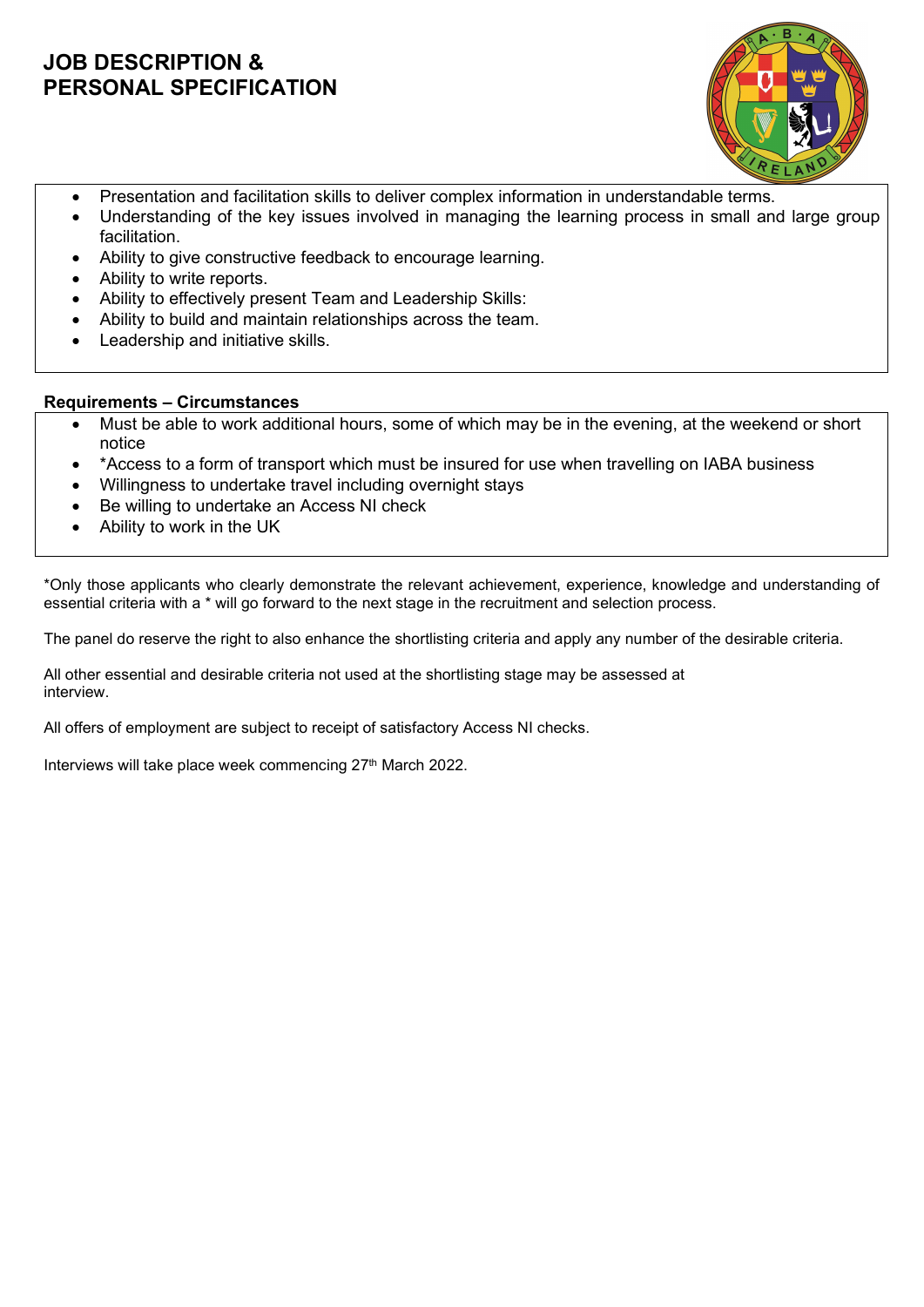# JOB DESCRIPTION & PERSONAL SPECIFICATION

- Presentation and facilitation skills to deliver complex information in understandable terms.
- Understanding of the key issues involved in managing the learning process in small and large group facilitation.
- Ability to give constructive feedback to encourage learning.
- Ability to write reports.
- Ability to effectively present Team and Leadership Skills:
- Ability to build and maintain relationships across the team.
- Leadership and initiative skills.

**Requirements – Circumstances**

- Must be able to work additional hours, some of which may be in the evening, at the weekend or short notice
- *Access to a form of transport which must be insured for use when travelling on IABA business
- Willingness to undertake travel including overnight stays
- Be willing to undertake an Access NI check
- Ability to work in the UK

*Only those applicants who clearly demonstrate the relevant achievement, experience, knowledge and understanding of essential criteria with a * will go forward to the next stage in the recruitment and selection process.

The panel do reserve the right to also enhance the shortlisting criteria and apply any number of the desirable criteria.

All other essential and desirable criteria not used at the shortlisting stage may be assessed at interview.

All offers of employment are subject to receipt of satisfactory Access NI checks.

Interviews will take place week commencing 27th March 2022.